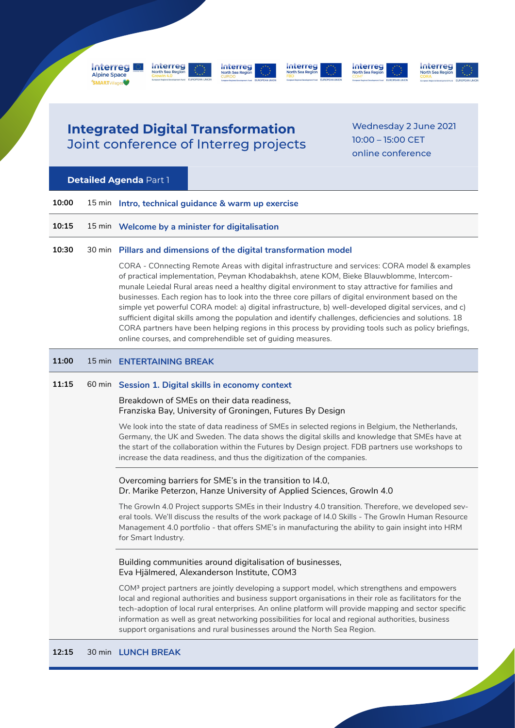# Integrated Digital Transformation

Joint conference of Interreg projects

Wednesday 2 June 2021
10:00 – 15:00 CET
online conference

## Detailed Agenda Part 1

**10:00** 15 min **Intro, technical guidance & warm up exercise**

**10:15** 15 min **Welcome by a minister for digitalisation**

**10:30** 30 min **Pillars and dimensions of the digital transformation model**

CORA - COnnecting Remote Areas with digital infrastructure and services: CORA model & examples of practical implementation, Peyman Khodabakhsh, atene KOM, Bieke Blauwblomme, Intercommunale Leiedal Rural areas need a healthy digital environment to stay attractive for families and businesses. Each region has to look into the three core pillars of digital environment based on the simple yet powerful CORA model: a) digital infrastructure, b) well-developed digital services, and c) sufficient digital skills among the population and identify challenges, deficiencies and solutions. 18 CORA partners have been helping regions in this process by providing tools such as policy briefings, online courses, and comprehendible set of guiding measures.

**11:00** 15 min **ENTERTAINING BREAK**

**11:15** 60 min **Session 1. Digital skills in economy context**

Breakdown of SMEs on their data readiness,
Franziska Bay, University of Groningen, Futures By Design

We look into the state of data readiness of SMEs in selected regions in Belgium, the Netherlands, Germany, the UK and Sweden. The data shows the digital skills and knowledge that SMEs have at the start of the collaboration within the Futures by Design project. FDB partners use workshops to increase the data readiness, and thus the digitization of the companies.

Overcoming barriers for SME's in the transition to I4.0,
Dr. Marike Peterzon, Hanze University of Applied Sciences, GrowIn 4.0

The GrowIn 4.0 Project supports SMEs in their Industry 4.0 transition. Therefore, we developed several tools. We'll discuss the results of the work package of I4.0 Skills - The GrowIn Human Resource Management 4.0 portfolio - that offers SME's in manufacturing the ability to gain insight into HRM for Smart Industry.

Building communities around digitalisation of businesses,
Eva Hjälmered, Alexanderson Institute, COM3

COM³ project partners are jointly developing a support model, which strengthens and empowers local and regional authorities and business support organisations in their role as facilitators for the tech-adoption of local rural enterprises. An online platform will provide mapping and sector specific information as well as great networking possibilities for local and regional authorities, business support organisations and rural businesses around the North Sea Region.

**12:15** 30 min **LUNCH BREAK**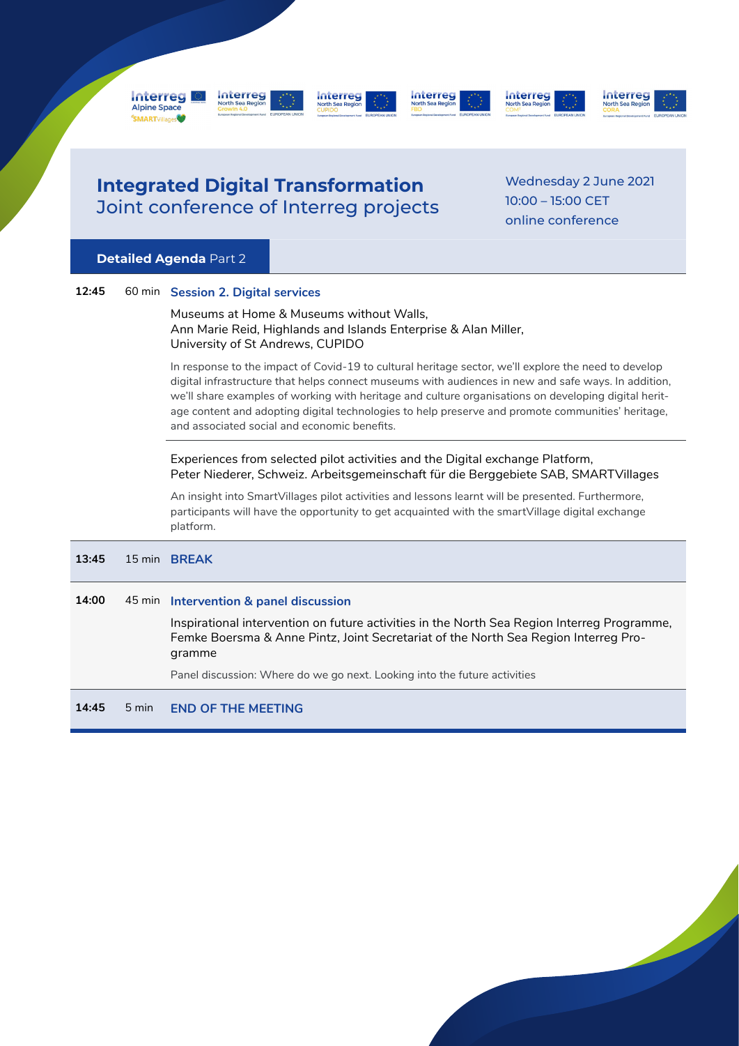# Integrated Digital Transformation

Joint conference of Interreg projects

Wednesday 2 June 2021
10:00 – 15:00 CET
online conference

## **Detailed Agenda** Part 2

**12:45** 60 min **Session 2. Digital services**

Museums at Home & Museums without Walls,
Ann Marie Reid, Highlands and Islands Enterprise & Alan Miller,
University of St Andrews, CUPIDO

In response to the impact of Covid-19 to cultural heritage sector, we'll explore the need to develop digital infrastructure that helps connect museums with audiences in new and safe ways. In addition, we'll share examples of working with heritage and culture organisations on developing digital heritage content and adopting digital technologies to help preserve and promote communities' heritage, and associated social and economic benefits.

Experiences from selected pilot activities and the Digital exchange Platform,
Peter Niederer, Schweiz. Arbeitsgemeinschaft für die Berggebiete SAB, SMARTVillages

An insight into SmartVillages pilot activities and lessons learnt will be presented. Furthermore, participants will have the opportunity to get acquainted with the smartVillage digital exchange platform.

**13:45** 15 min **BREAK**

**14:00** 45 min **Intervention & panel discussion**

Inspirational intervention on future activities in the North Sea Region Interreg Programme,
Femke Boersma & Anne Pintz, Joint Secretariat of the North Sea Region Interreg Programme

Panel discussion: Where do we go next. Looking into the future activities

**14:45** 5 min **END OF THE MEETING**